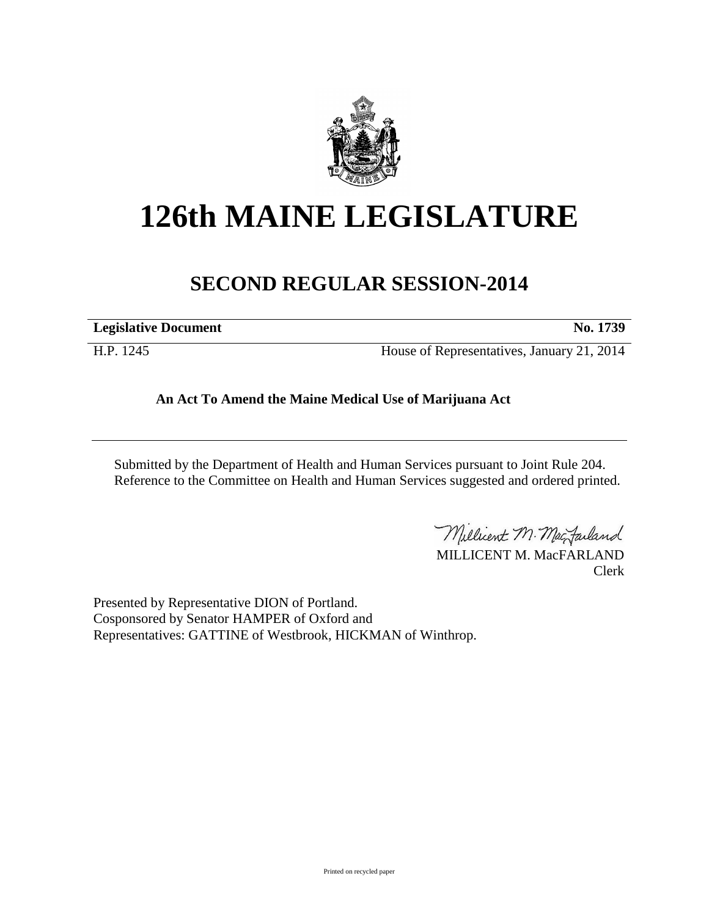# 126th MAINE LEGISLATURE

## SECOND REGULAR SESSION-2014

| **Legislative Document** | **No. 1739** |
|---|---|
| H.P. 1245 | House of Representatives, January 21, 2014 |

**An Act To Amend the Maine Medical Use of Marijuana Act**

Submitted by the Department of Health and Human Services pursuant to Joint Rule 204.
Reference to the Committee on Health and Human Services suggested and ordered printed.

MILLICENT M. MacFARLAND
Clerk

Presented by Representative DION of Portland.
Cosponsored by Senator HAMPER of Oxford and
Representatives: GATTINE of Westbrook, HICKMAN of Winthrop.

Printed on recycled paper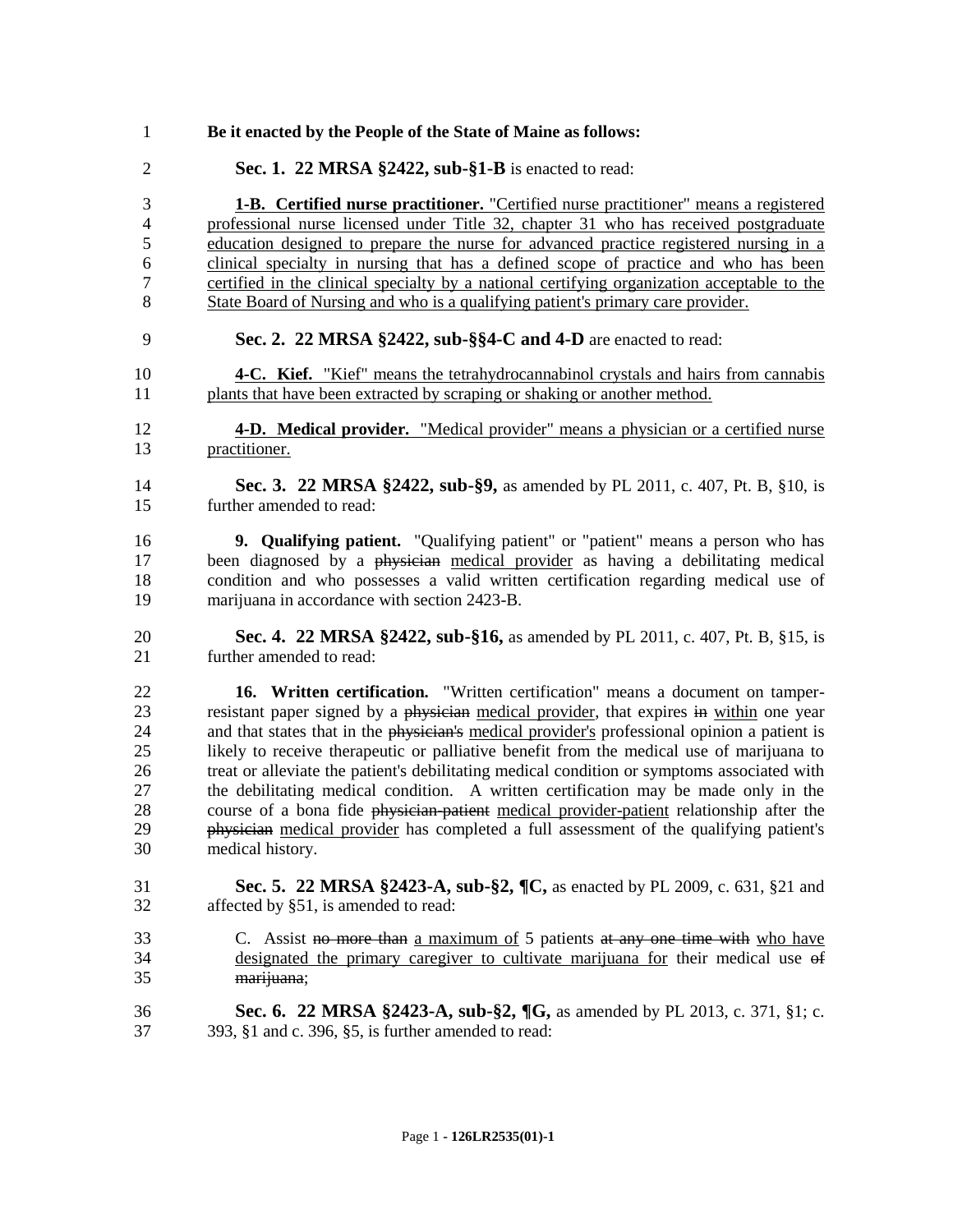**Be it enacted by the People of the State of Maine as follows:**

**Sec. 1. 22 MRSA §2422, sub-§1-B** is enacted to read:

<u>**1-B. Certified nurse practitioner.** "Certified nurse practitioner" means a registered professional nurse licensed under Title 32, chapter 31 who has received postgraduate education designed to prepare the nurse for advanced practice registered nursing in a clinical specialty in nursing that has a defined scope of practice and who has been certified in the clinical specialty by a national certifying organization acceptable to the State Board of Nursing and who is a qualifying patient's primary care provider.</u>

**Sec. 2. 22 MRSA §2422, sub-§§4-C and 4-D** are enacted to read:

<u>**4-C. Kief.** "Kief" means the tetrahydrocannabinol crystals and hairs from cannabis plants that have been extracted by scraping or shaking or another method.</u>

<u>**4-D. Medical provider.** "Medical provider" means a physician or a certified nurse practitioner.</u>

**Sec. 3. 22 MRSA §2422, sub-§9,** as amended by PL 2011, c. 407, Pt. B, §10, is further amended to read:

**9. Qualifying patient.** "Qualifying patient" or "patient" means a person who has been diagnosed by a ~~physician~~ <u>medical provider</u> as having a debilitating medical condition and who possesses a valid written certification regarding medical use of marijuana in accordance with section 2423-B.

**Sec. 4. 22 MRSA §2422, sub-§16,** as amended by PL 2011, c. 407, Pt. B, §15, is further amended to read:

**16. Written certification.** "Written certification" means a document on tamper-resistant paper signed by a ~~physician~~ <u>medical provider</u>, that expires ~~in~~ <u>within</u> one year and that states that in the ~~physician's~~ <u>medical provider's</u> professional opinion a patient is likely to receive therapeutic or palliative benefit from the medical use of marijuana to treat or alleviate the patient's debilitating medical condition or symptoms associated with the debilitating medical condition. A written certification may be made only in the course of a bona fide ~~physician-patient~~ <u>medical provider-patient</u> relationship after the ~~physician~~ <u>medical provider</u> has completed a full assessment of the qualifying patient's medical history.

**Sec. 5. 22 MRSA §2423-A, sub-§2, ¶C,** as enacted by PL 2009, c. 631, §21 and affected by §51, is amended to read:

C. Assist ~~no more than~~ <u>a maximum of</u> 5 patients ~~at any one time with~~ <u>who have designated the primary caregiver to cultivate marijuana for</u> their medical use ~~of marijuana~~;

**Sec. 6. 22 MRSA §2423-A, sub-§2, ¶G,** as amended by PL 2013, c. 371, §1; c. 393, §1 and c. 396, §5, is further amended to read: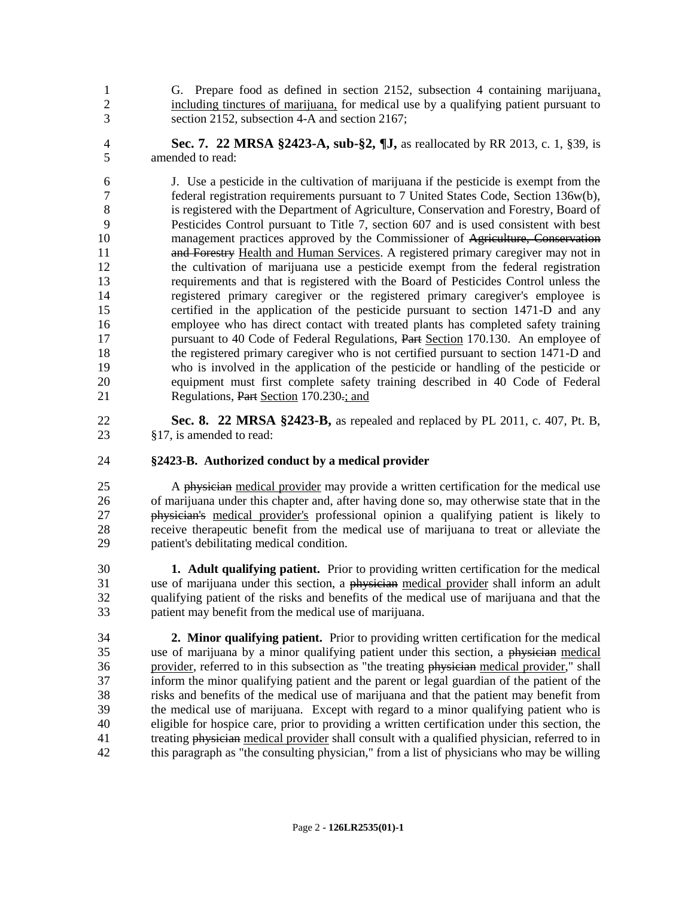G. Prepare food as defined in section 2152, subsection 4 containing marijuana, including tinctures of marijuana, for medical use by a qualifying patient pursuant to section 2152, subsection 4-A and section 2167;

**Sec. 7. 22 MRSA §2423-A, sub-§2, ¶J,** as reallocated by RR 2013, c. 1, §39, is amended to read:

J. Use a pesticide in the cultivation of marijuana if the pesticide is exempt from the federal registration requirements pursuant to 7 United States Code, Section 136w(b), is registered with the Department of Agriculture, Conservation and Forestry, Board of Pesticides Control pursuant to Title 7, section 607 and is used consistent with best management practices approved by the Commissioner of ~~Agriculture, Conservation and Forestry~~ Health and Human Services. A registered primary caregiver may not in the cultivation of marijuana use a pesticide exempt from the federal registration requirements and that is registered with the Board of Pesticides Control unless the registered primary caregiver or the registered primary caregiver's employee is certified in the application of the pesticide pursuant to section 1471-D and any employee who has direct contact with treated plants has completed safety training pursuant to 40 Code of Federal Regulations, ~~Part~~ Section 170.130. An employee of the registered primary caregiver who is not certified pursuant to section 1471-D and who is involved in the application of the pesticide or handling of the pesticide or equipment must first complete safety training described in 40 Code of Federal Regulations, ~~Part~~ Section 170.230~~.~~; and

**Sec. 8. 22 MRSA §2423-B,** as repealed and replaced by PL 2011, c. 407, Pt. B, §17, is amended to read:

**§2423-B. Authorized conduct by a medical provider**

A ~~physician~~ medical provider may provide a written certification for the medical use of marijuana under this chapter and, after having done so, may otherwise state that in the ~~physician's~~ medical provider's professional opinion a qualifying patient is likely to receive therapeutic benefit from the medical use of marijuana to treat or alleviate the patient's debilitating medical condition.

**1. Adult qualifying patient.** Prior to providing written certification for the medical use of marijuana under this section, a ~~physician~~ medical provider shall inform an adult qualifying patient of the risks and benefits of the medical use of marijuana and that the patient may benefit from the medical use of marijuana.

**2. Minor qualifying patient.** Prior to providing written certification for the medical use of marijuana by a minor qualifying patient under this section, a ~~physician~~ medical provider, referred to in this subsection as "the treating ~~physician~~ medical provider," shall inform the minor qualifying patient and the parent or legal guardian of the patient of the risks and benefits of the medical use of marijuana and that the patient may benefit from the medical use of marijuana. Except with regard to a minor qualifying patient who is eligible for hospice care, prior to providing a written certification under this section, the treating ~~physician~~ medical provider shall consult with a qualified physician, referred to in this paragraph as "the consulting physician," from a list of physicians who may be willing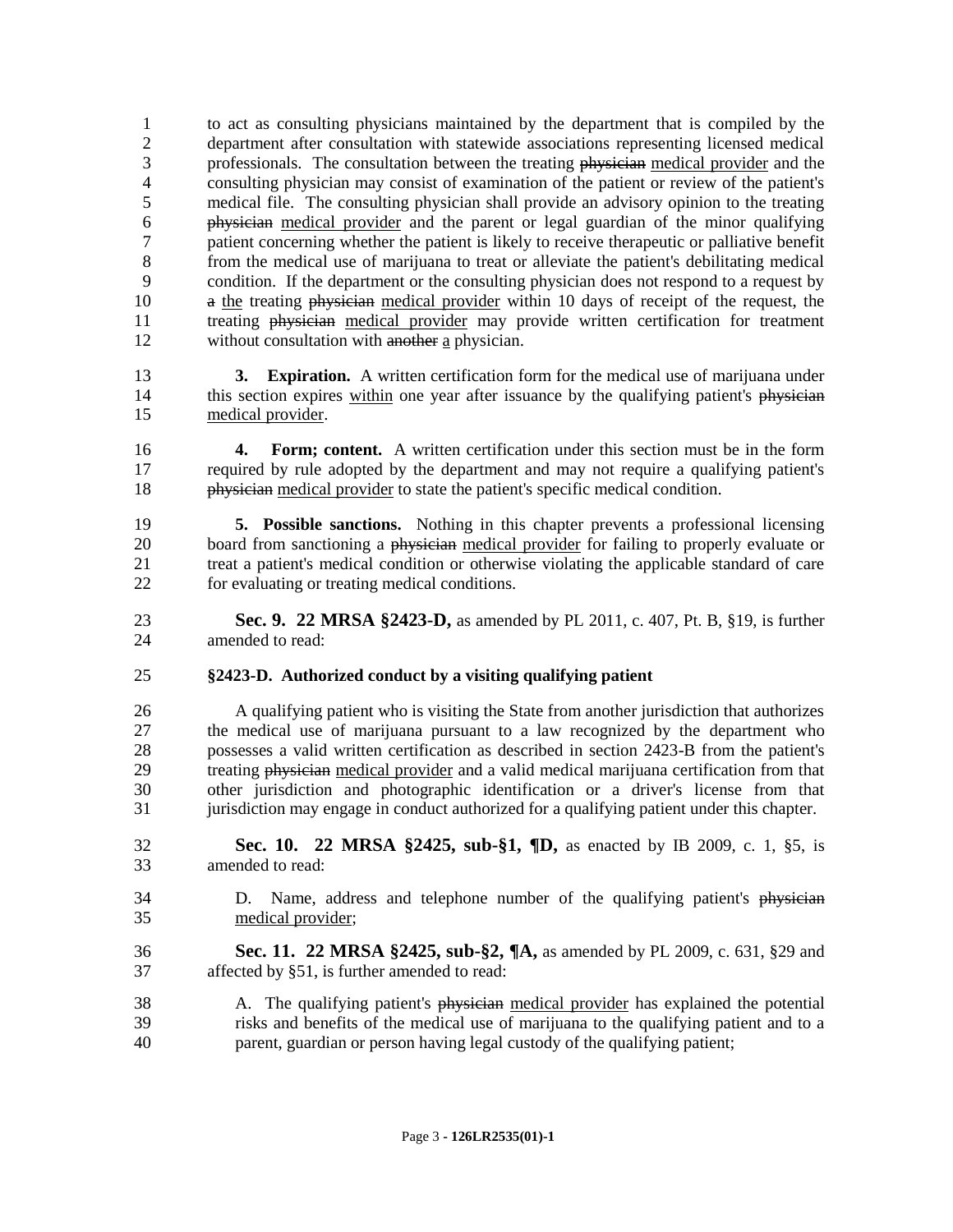to act as consulting physicians maintained by the department that is compiled by the department after consultation with statewide associations representing licensed medical professionals. The consultation between the treating ~~physician~~ <u>medical provider</u> and the consulting physician may consist of examination of the patient or review of the patient's medical file. The consulting physician shall provide an advisory opinion to the treating ~~physician~~ <u>medical provider</u> and the parent or legal guardian of the minor qualifying patient concerning whether the patient is likely to receive therapeutic or palliative benefit from the medical use of marijuana to treat or alleviate the patient's debilitating medical condition. If the department or the consulting physician does not respond to a request by ~~a~~ <u>the</u> treating ~~physician~~ <u>medical provider</u> within 10 days of receipt of the request, the treating ~~physician~~ <u>medical provider</u> may provide written certification for treatment without consultation with ~~another~~ <u>a</u> physician.

**3. Expiration.** A written certification form for the medical use of marijuana under this section expires <u>within</u> one year after issuance by the qualifying patient's ~~physician~~ <u>medical provider</u>.

**4. Form; content.** A written certification under this section must be in the form required by rule adopted by the department and may not require a qualifying patient's ~~physician~~ <u>medical provider</u> to state the patient's specific medical condition.

**5. Possible sanctions.** Nothing in this chapter prevents a professional licensing board from sanctioning a ~~physician~~ <u>medical provider</u> for failing to properly evaluate or treat a patient's medical condition or otherwise violating the applicable standard of care for evaluating or treating medical conditions.

**Sec. 9. 22 MRSA §2423-D,** as amended by PL 2011, c. 407, Pt. B, §19, is further amended to read:

**§2423-D. Authorized conduct by a visiting qualifying patient**

A qualifying patient who is visiting the State from another jurisdiction that authorizes the medical use of marijuana pursuant to a law recognized by the department who possesses a valid written certification as described in section 2423-B from the patient's treating ~~physician~~ <u>medical provider</u> and a valid medical marijuana certification from that other jurisdiction and photographic identification or a driver's license from that jurisdiction may engage in conduct authorized for a qualifying patient under this chapter.

**Sec. 10. 22 MRSA §2425, sub-§1, ¶D,** as enacted by IB 2009, c. 1, §5, is amended to read:

D. Name, address and telephone number of the qualifying patient's ~~physician~~ <u>medical provider</u>;

**Sec. 11. 22 MRSA §2425, sub-§2, ¶A,** as amended by PL 2009, c. 631, §29 and affected by §51, is further amended to read:

A. The qualifying patient's ~~physician~~ <u>medical provider</u> has explained the potential risks and benefits of the medical use of marijuana to the qualifying patient and to a parent, guardian or person having legal custody of the qualifying patient;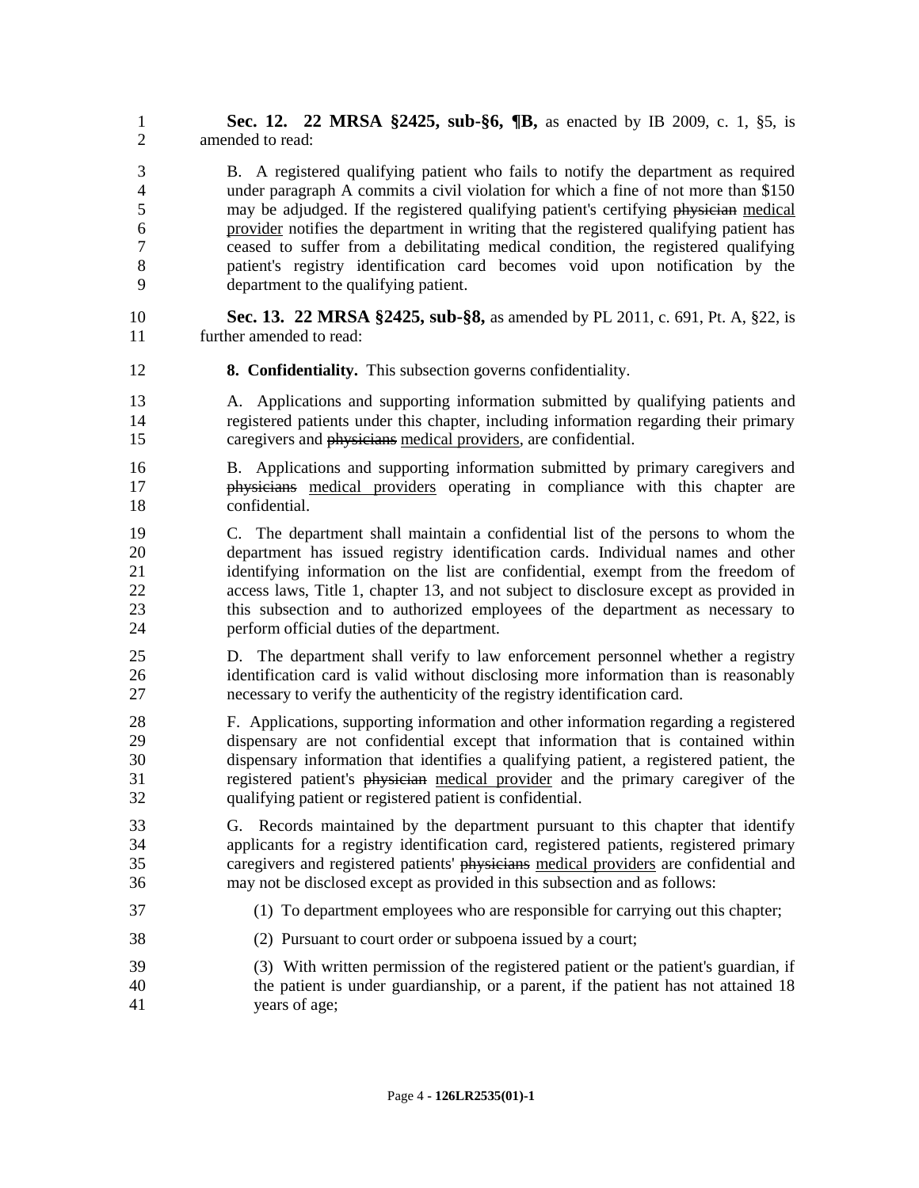**Sec. 12. 22 MRSA §2425, sub-§6, ¶B,** as enacted by IB 2009, c. 1, §5, is amended to read:

B. A registered qualifying patient who fails to notify the department as required under paragraph A commits a civil violation for which a fine of not more than $150 may be adjudged. If the registered qualifying patient's certifying ~~physician~~ medical provider notifies the department in writing that the registered qualifying patient has ceased to suffer from a debilitating medical condition, the registered qualifying patient's registry identification card becomes void upon notification by the department to the qualifying patient.

**Sec. 13. 22 MRSA §2425, sub-§8,** as amended by PL 2011, c. 691, Pt. A, §22, is further amended to read:

**8. Confidentiality.** This subsection governs confidentiality.

A. Applications and supporting information submitted by qualifying patients and registered patients under this chapter, including information regarding their primary caregivers and ~~physicians~~ medical providers, are confidential.

B. Applications and supporting information submitted by primary caregivers and ~~physicians~~ medical providers operating in compliance with this chapter are confidential.

C. The department shall maintain a confidential list of the persons to whom the department has issued registry identification cards. Individual names and other identifying information on the list are confidential, exempt from the freedom of access laws, Title 1, chapter 13, and not subject to disclosure except as provided in this subsection and to authorized employees of the department as necessary to perform official duties of the department.

D. The department shall verify to law enforcement personnel whether a registry identification card is valid without disclosing more information than is reasonably necessary to verify the authenticity of the registry identification card.

F. Applications, supporting information and other information regarding a registered dispensary are not confidential except that information that is contained within dispensary information that identifies a qualifying patient, a registered patient, the registered patient's ~~physician~~ medical provider and the primary caregiver of the qualifying patient or registered patient is confidential.

G. Records maintained by the department pursuant to this chapter that identify applicants for a registry identification card, registered patients, registered primary caregivers and registered patients' ~~physicians~~ medical providers are confidential and may not be disclosed except as provided in this subsection and as follows:

(1) To department employees who are responsible for carrying out this chapter;

(2) Pursuant to court order or subpoena issued by a court;

(3) With written permission of the registered patient or the patient's guardian, if the patient is under guardianship, or a parent, if the patient has not attained 18 years of age;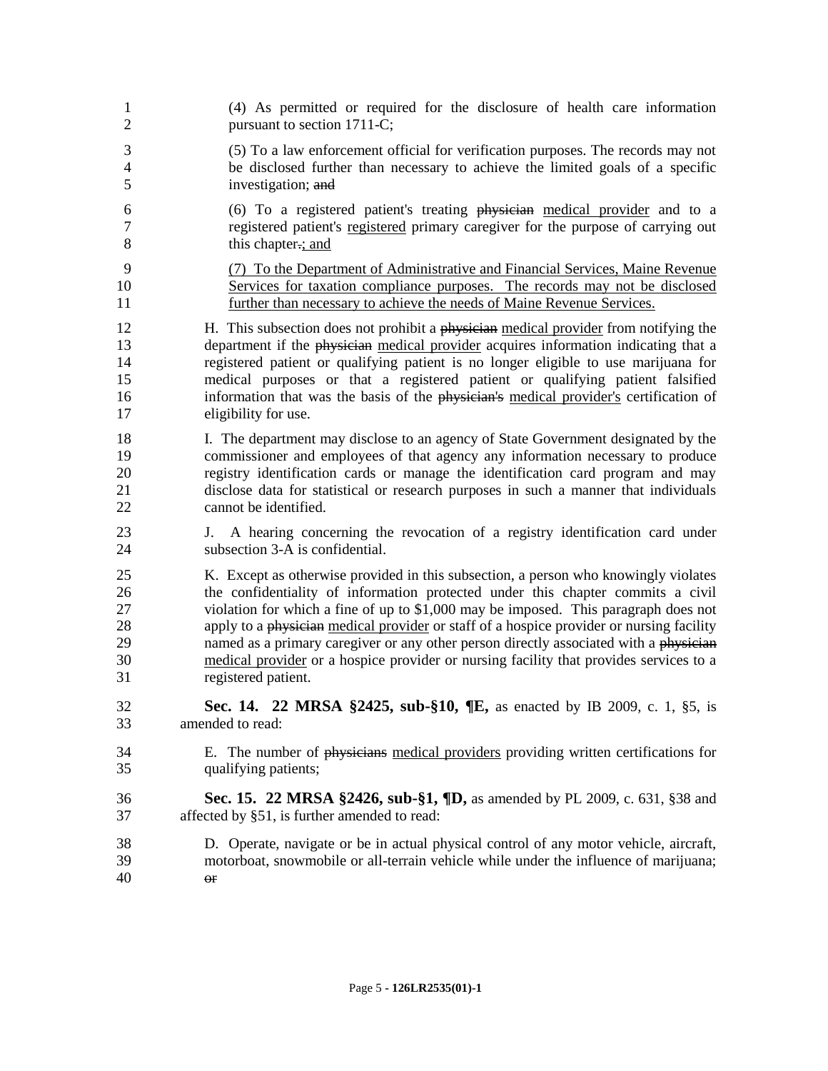(4) As permitted or required for the disclosure of health care information pursuant to section 1711-C;

(5) To a law enforcement official for verification purposes. The records may not be disclosed further than necessary to achieve the limited goals of a specific investigation; ~~and~~

(6) To a registered patient's treating ~~physician~~ medical provider and to a registered patient's registered primary caregiver for the purpose of carrying out this chapter~~.~~; and

(7) To the Department of Administrative and Financial Services, Maine Revenue Services for taxation compliance purposes. The records may not be disclosed further than necessary to achieve the needs of Maine Revenue Services.

H. This subsection does not prohibit a ~~physician~~ medical provider from notifying the department if the ~~physician~~ medical provider acquires information indicating that a registered patient or qualifying patient is no longer eligible to use marijuana for medical purposes or that a registered patient or qualifying patient falsified information that was the basis of the ~~physician's~~ medical provider's certification of eligibility for use.

I. The department may disclose to an agency of State Government designated by the commissioner and employees of that agency any information necessary to produce registry identification cards or manage the identification card program and may disclose data for statistical or research purposes in such a manner that individuals cannot be identified.

J. A hearing concerning the revocation of a registry identification card under subsection 3-A is confidential.

K. Except as otherwise provided in this subsection, a person who knowingly violates the confidentiality of information protected under this chapter commits a civil violation for which a fine of up to $1,000 may be imposed. This paragraph does not apply to a ~~physician~~ medical provider or staff of a hospice provider or nursing facility named as a primary caregiver or any other person directly associated with a ~~physician~~ medical provider or a hospice provider or nursing facility that provides services to a registered patient.

**Sec. 14. 22 MRSA §2425, sub-§10, ¶E,** as enacted by IB 2009, c. 1, §5, is amended to read:

E. The number of ~~physicians~~ medical providers providing written certifications for qualifying patients;

**Sec. 15. 22 MRSA §2426, sub-§1, ¶D,** as amended by PL 2009, c. 631, §38 and affected by §51, is further amended to read:

D. Operate, navigate or be in actual physical control of any motor vehicle, aircraft, motorboat, snowmobile or all-terrain vehicle while under the influence of marijuana; ~~or~~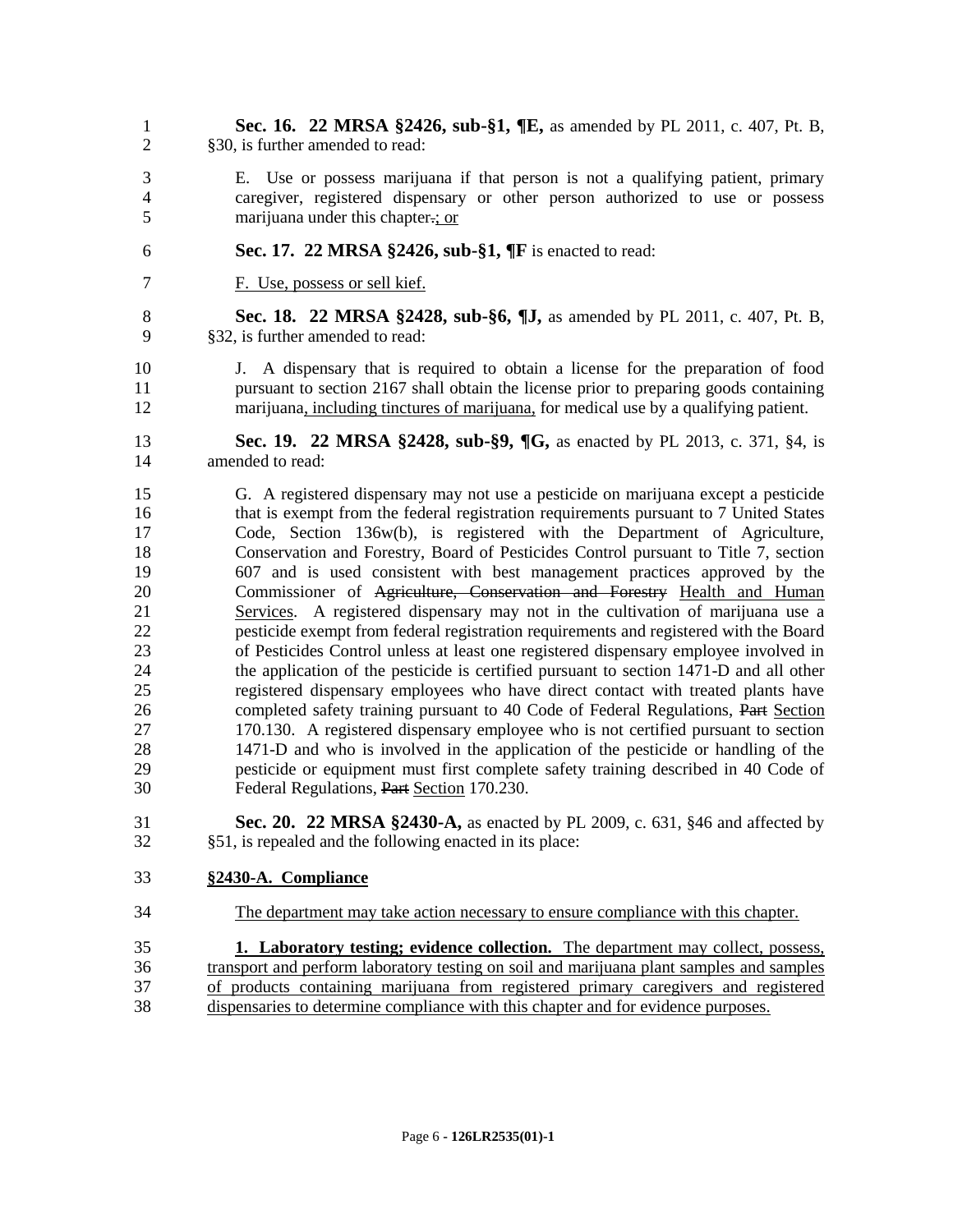**Sec. 16. 22 MRSA §2426, sub-§1, ¶E,** as amended by PL 2011, c. 407, Pt. B, §30, is further amended to read:

E. Use or possess marijuana if that person is not a qualifying patient, primary caregiver, registered dispensary or other person authorized to use or possess marijuana under this chapter~~.~~; or

**Sec. 17. 22 MRSA §2426, sub-§1, ¶F** is enacted to read:

F. Use, possess or sell kief.

**Sec. 18. 22 MRSA §2428, sub-§6, ¶J,** as amended by PL 2011, c. 407, Pt. B, §32, is further amended to read:

J. A dispensary that is required to obtain a license for the preparation of food pursuant to section 2167 shall obtain the license prior to preparing goods containing marijuana, including tinctures of marijuana, for medical use by a qualifying patient.

**Sec. 19. 22 MRSA §2428, sub-§9, ¶G,** as enacted by PL 2013, c. 371, §4, is amended to read:

G. A registered dispensary may not use a pesticide on marijuana except a pesticide that is exempt from the federal registration requirements pursuant to 7 United States Code, Section 136w(b), is registered with the Department of Agriculture, Conservation and Forestry, Board of Pesticides Control pursuant to Title 7, section 607 and is used consistent with best management practices approved by the Commissioner of ~~Agriculture, Conservation and Forestry~~ Health and Human Services. A registered dispensary may not in the cultivation of marijuana use a pesticide exempt from federal registration requirements and registered with the Board of Pesticides Control unless at least one registered dispensary employee involved in the application of the pesticide is certified pursuant to section 1471-D and all other registered dispensary employees who have direct contact with treated plants have completed safety training pursuant to 40 Code of Federal Regulations, ~~Part~~ Section 170.130. A registered dispensary employee who is not certified pursuant to section 1471-D and who is involved in the application of the pesticide or handling of the pesticide or equipment must first complete safety training described in 40 Code of Federal Regulations, ~~Part~~ Section 170.230.

**Sec. 20. 22 MRSA §2430-A,** as enacted by PL 2009, c. 631, §46 and affected by §51, is repealed and the following enacted in its place:

**§2430-A. Compliance**

The department may take action necessary to ensure compliance with this chapter.

**1. Laboratory testing; evidence collection.** The department may collect, possess, transport and perform laboratory testing on soil and marijuana plant samples and samples of products containing marijuana from registered primary caregivers and registered dispensaries to determine compliance with this chapter and for evidence purposes.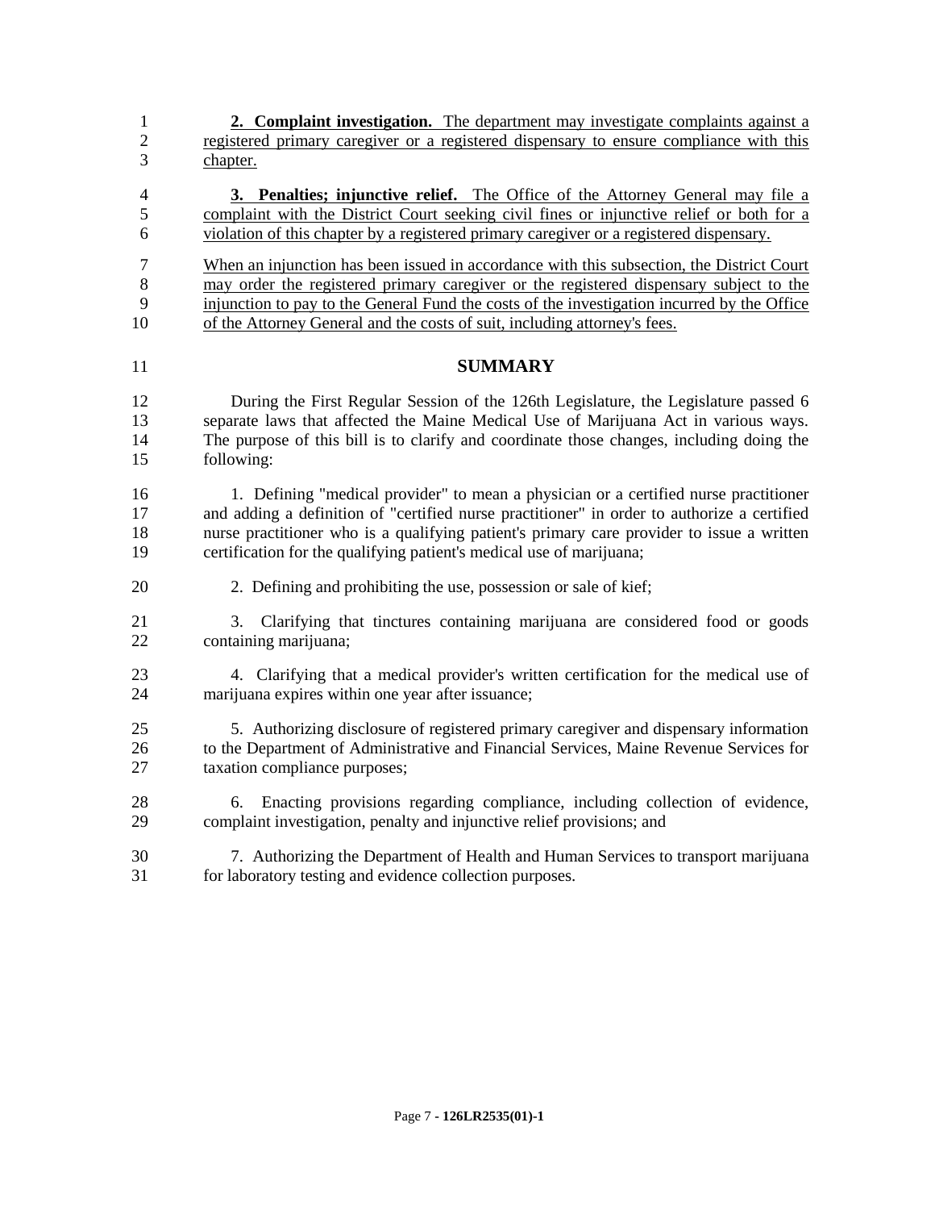**2. Complaint investigation.** The department may investigate complaints against a registered primary caregiver or a registered dispensary to ensure compliance with this chapter.

**3. Penalties; injunctive relief.** The Office of the Attorney General may file a complaint with the District Court seeking civil fines or injunctive relief or both for a violation of this chapter by a registered primary caregiver or a registered dispensary.

When an injunction has been issued in accordance with this subsection, the District Court may order the registered primary caregiver or the registered dispensary subject to the injunction to pay to the General Fund the costs of the investigation incurred by the Office of the Attorney General and the costs of suit, including attorney's fees.

## SUMMARY

During the First Regular Session of the 126th Legislature, the Legislature passed 6 separate laws that affected the Maine Medical Use of Marijuana Act in various ways. The purpose of this bill is to clarify and coordinate those changes, including doing the following:

1. Defining "medical provider" to mean a physician or a certified nurse practitioner and adding a definition of "certified nurse practitioner" in order to authorize a certified nurse practitioner who is a qualifying patient's primary care provider to issue a written certification for the qualifying patient's medical use of marijuana;

2. Defining and prohibiting the use, possession or sale of kief;

3. Clarifying that tinctures containing marijuana are considered food or goods containing marijuana;

4. Clarifying that a medical provider's written certification for the medical use of marijuana expires within one year after issuance;

5. Authorizing disclosure of registered primary caregiver and dispensary information to the Department of Administrative and Financial Services, Maine Revenue Services for taxation compliance purposes;

6. Enacting provisions regarding compliance, including collection of evidence, complaint investigation, penalty and injunctive relief provisions; and

7. Authorizing the Department of Health and Human Services to transport marijuana for laboratory testing and evidence collection purposes.